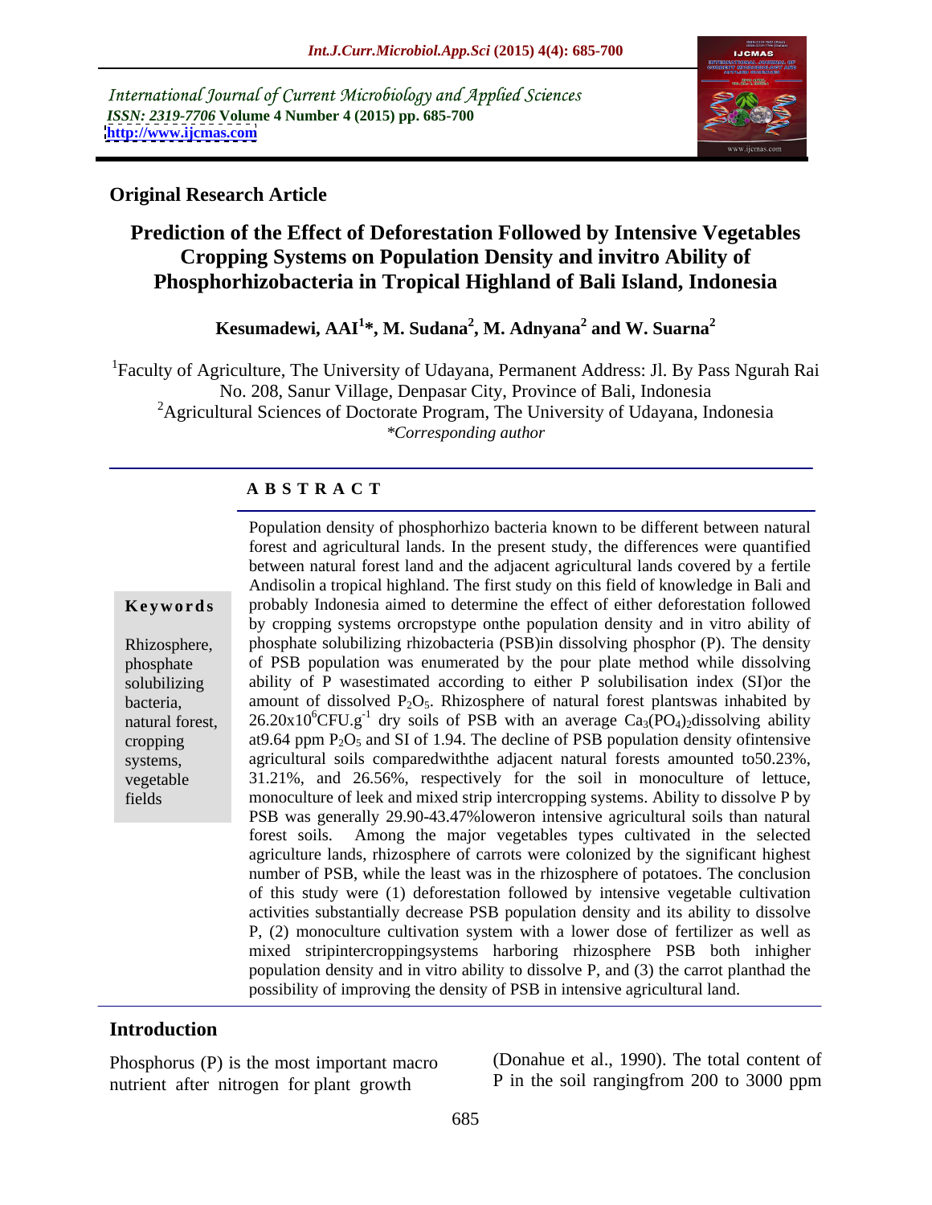International Journal of Current Microbiology and Applied Sciences
*ISSN: 2319-7706* **Volume 4 Number 4 (2015) pp. 685-700**
**http://www.ijcmas.com**

**Original Research Article**

# Prediction of the Effect of Deforestation Followed by Intensive Vegetables Cropping Systems on Population Density and invitro Ability of Phosphorhizobacteria in Tropical Highland of Bali Island, Indonesia

**Kesumadewi, AAI[1]*, M. Sudana[2], M. Adnyana[2] and W. Suarna[2]**

[1]Faculty of Agriculture, The University of Udayana, Permanent Address: Jl. By Pass Ngurah Rai No. 208, Sanur Village, Denpasar City, Province of Bali, Indonesia
[2]Agricultural Sciences of Doctorate Program, The University of Udayana, Indonesia
*\*Corresponding author*

## A B S T R A C T

**Keywords**

Rhizosphere, phosphate solubilizing bacteria, natural forest, cropping systems, vegetable fields

Population density of phosphorhizo bacteria known to be different between natural forest and agricultural lands. In the present study, the differences were quantified between natural forest land and the adjacent agricultural lands covered by a fertile Andisolin a tropical highland. The first study on this field of knowledge in Bali and probably Indonesia aimed to determine the effect of either deforestation followed by cropping systems orcropstype onthe population density and in vitro ability of phosphate solubilizing rhizobacteria (PSB)in dissolving phosphor (P). The density of PSB population was enumerated by the pour plate method while dissolving ability of P wasestimated according to either P solubilisation index (SI)or the amount of dissolved $P_2O_5$. Rhizosphere of natural forest plantswas inhabited by $26.20\times10^6$CFU.$g^{-1}$ dry soils of PSB with an average $Ca_3(PO_4)_2$dissolving ability at9.64 ppm $P_2O_5$ and SI of 1.94. The decline of PSB population density ofintensive agricultural soils comparedwiththe adjacent natural forests amounted to50.23%, 31.21%, and 26.56%, respectively for the soil in monoculture of lettuce, monoculture of leek and mixed strip intercropping systems. Ability to dissolve P by PSB was generally 29.90-43.47%loweron intensive agricultural soils than natural forest soils. Among the major vegetables types cultivated in the selected agriculture lands, rhizosphere of carrots were colonized by the significant highest number of PSB, while the least was in the rhizosphere of potatoes. The conclusion of this study were (1) deforestation followed by intensive vegetable cultivation activities substantially decrease PSB population density and its ability to dissolve P, (2) monoculture cultivation system with a lower dose of fertilizer as well as mixed stripintercroppingsystems harboring rhizosphere PSB both inhigher population density and in vitro ability to dissolve P, and (3) the carrot planthad the possibility of improving the density of PSB in intensive agricultural land.

## Introduction

Phosphorus (P) is the most important macro nutrient after nitrogen for plant growth (Donahue et al., 1990). The total content of P in the soil rangingfrom 200 to 3000 ppm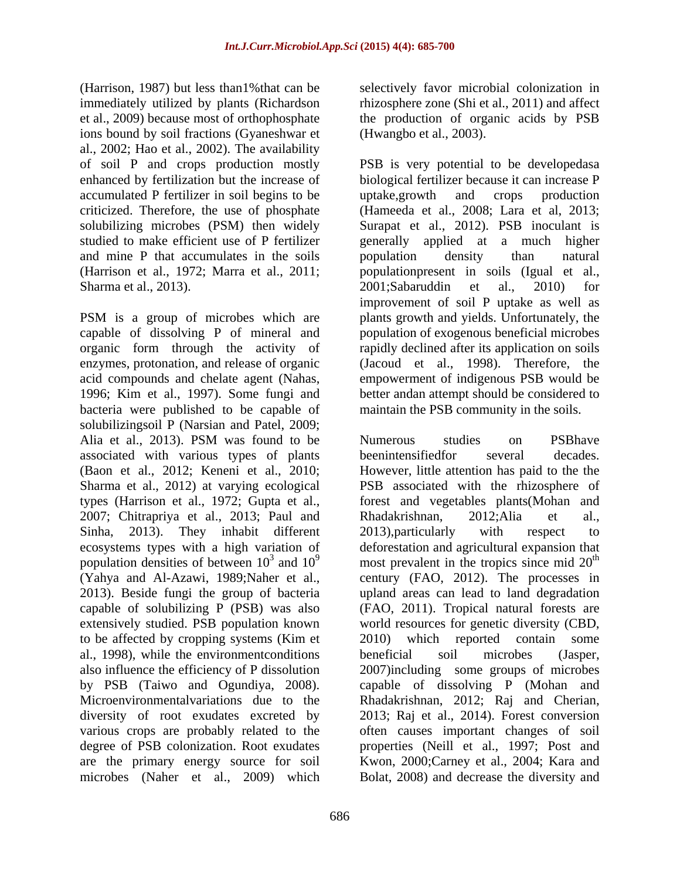(Harrison, 1987) but less than1%that can be immediately utilized by plants (Richardson et al., 2009) because most of orthophosphate ions bound by soil fractions (Gyaneshwar et al., 2002; Hao et al., 2002). The availability of soil P and crops production mostly enhanced by fertilization but the increase of accumulated P fertilizer in soil begins to be criticized. Therefore, the use of phosphate solubilizing microbes (PSM) then widely studied to make efficient use of P fertilizer and mine P that accumulates in the soils (Harrison et al., 1972; Marra et al., 2011; Sharma et al., 2013).

PSM is a group of microbes which are capable of dissolving P of mineral and organic form through the activity of enzymes, protonation, and release of organic acid compounds and chelate agent (Nahas, 1996; Kim et al., 1997). Some fungi and bacteria were published to be capable of solubilizingsoil P (Narsian and Patel, 2009; Alia et al., 2013). PSM was found to be associated with various types of plants (Baon et al., 2012; Keneni et al., 2010; Sharma et al., 2012) at varying ecological types (Harrison et al., 1972; Gupta et al., 2007; Chitrapriya et al., 2013; Paul and Sinha, 2013). They inhabit different ecosystems types with a high variation of population densities of between $10^3$ and $10^9$ (Yahya and Al-Azawi, 1989;Naher et al., 2013). Beside fungi the group of bacteria capable of solubilizing P (PSB) was also extensively studied. PSB population known to be affected by cropping systems (Kim et al., 1998), while the environmentconditions also influence the efficiency of P dissolution by PSB (Taiwo and Ogundiya, 2008). Microenvironmentalvariations due to the diversity of root exudates excreted by various crops are probably related to the degree of PSB colonization. Root exudates are the primary energy source for soil microbes (Naher et al., 2009) which selectively favor microbial colonization in rhizosphere zone (Shi et al., 2011) and affect the production of organic acids by PSB (Hwangbo et al., 2003).

PSB is very potential to be developedasa biological fertilizer because it can increase P uptake,growth and crops production (Hameeda et al., 2008; Lara et al, 2013; Surapat et al., 2012). PSB inoculant is generally applied at a much higher population density than natural populationpresent in soils (Igual et al., 2001;Sabaruddin et al., 2010) for improvement of soil P uptake as well as plants growth and yields. Unfortunately, the population of exogenous beneficial microbes rapidly declined after its application on soils (Jacoud et al., 1998). Therefore, the empowerment of indigenous PSB would be better andan attempt should be considered to maintain the PSB community in the soils.

Numerous studies on PSBhave beenintensifiedfor several decades. However, little attention has paid to the the PSB associated with the rhizosphere of forest and vegetables plants(Mohan and Rhadakrishnan, 2012;Alia et al., 2013),particularly with respect to deforestation and agricultural expansion that most prevalent in the tropics since mid 20$^{th}$ century (FAO, 2012). The processes in upland areas can lead to land degradation (FAO, 2011). Tropical natural forests are world resources for genetic diversity (CBD, 2010) which reported contain some beneficial soil microbes (Jasper, 2007)including some groups of microbes capable of dissolving P (Mohan and Rhadakrishnan, 2012; Raj and Cherian, 2013; Raj et al., 2014). Forest conversion often causes important changes of soil properties (Neill et al., 1997; Post and Kwon, 2000;Carney et al., 2004; Kara and Bolat, 2008) and decrease the diversity and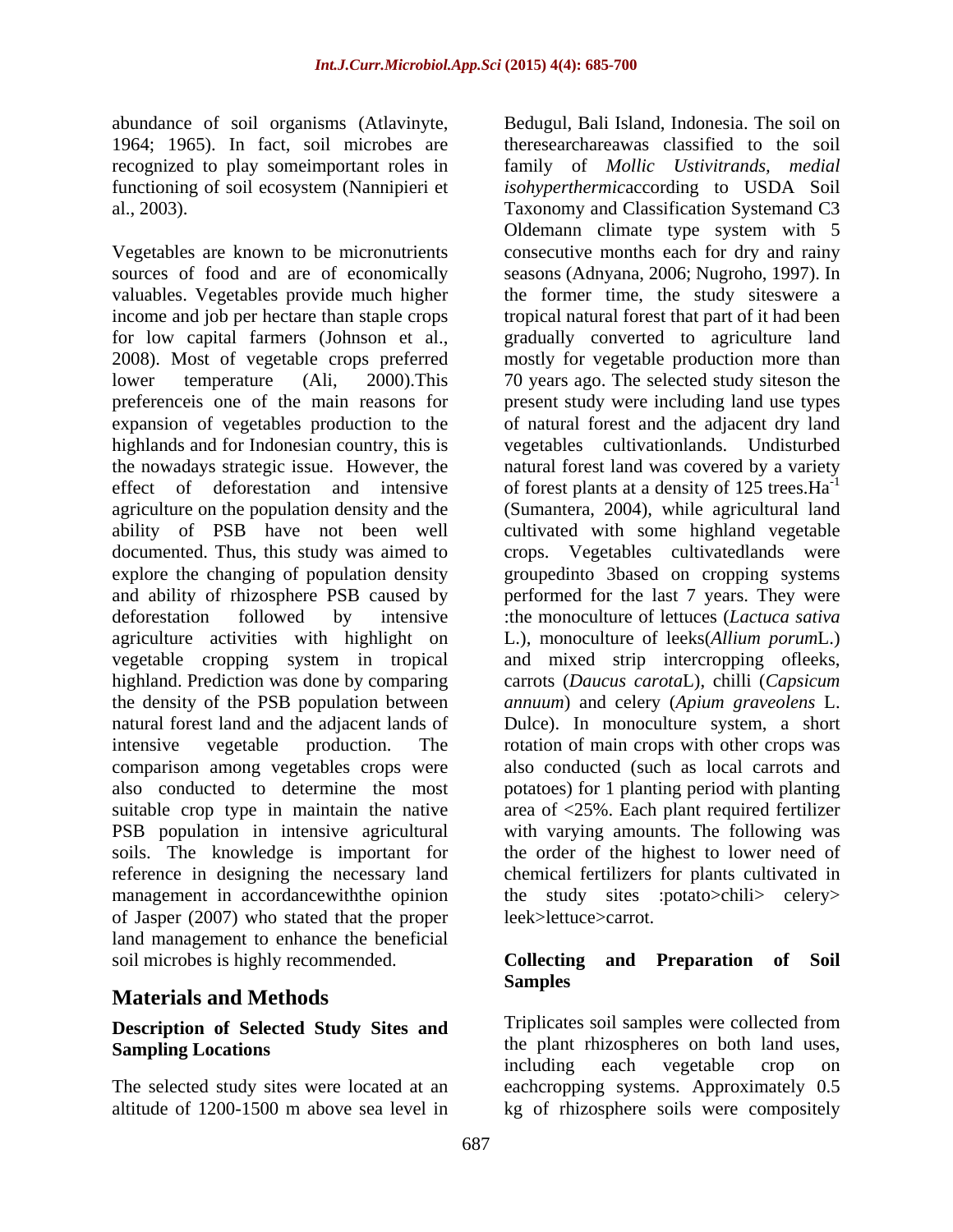abundance of soil organisms (Atlavinyte, 1964; 1965). In fact, soil microbes are recognized to play someimportant roles in functioning of soil ecosystem (Nannipieri et al., 2003).

Vegetables are known to be micronutrients sources of food and are of economically valuables. Vegetables provide much higher income and job per hectare than staple crops for low capital farmers (Johnson et al., 2008). Most of vegetable crops preferred lower temperature (Ali, 2000).This preferenceis one of the main reasons for expansion of vegetables production to the highlands and for Indonesian country, this is the nowadays strategic issue. However, the effect of deforestation and intensive agriculture on the population density and the ability of PSB have not been well documented. Thus, this study was aimed to explore the changing of population density and ability of rhizosphere PSB caused by deforestation followed by intensive agriculture activities with highlight on vegetable cropping system in tropical highland. Prediction was done by comparing the density of the PSB population between natural forest land and the adjacent lands of intensive vegetable production. The comparison among vegetables crops were also conducted to determine the most suitable crop type in maintain the native PSB population in intensive agricultural soils. The knowledge is important for reference in designing the necessary land management in accordancewiththe opinion of Jasper (2007) who stated that the proper land management to enhance the beneficial soil microbes is highly recommended.

## Materials and Methods

### Description of Selected Study Sites and Sampling Locations

The selected study sites were located at an altitude of 1200-1500 m above sea level in Bedugul, Bali Island, Indonesia. The soil on theresearchareawas classified to the soil family of *Mollic Ustivitrands, medial isohyperthermic*according to USDA Soil Taxonomy and Classification Systemand C3 Oldemann climate type system with 5 consecutive months each for dry and rainy seasons (Adnyana, 2006; Nugroho, 1997). In the former time, the study siteswere a tropical natural forest that part of it had been gradually converted to agriculture land mostly for vegetable production more than 70 years ago. The selected study siteson the present study were including land use types of natural forest and the adjacent dry land vegetables cultivationlands. Undisturbed natural forest land was covered by a variety of forest plants at a density of 125 trees.Ha$^{-1}$ (Sumantera, 2004), while agricultural land cultivated with some highland vegetable crops. Vegetables cultivatedlands were groupedinto 3based on cropping systems performed for the last 7 years. They were :the monoculture of lettuces (*Lactuca sativa* L.), monoculture of leeks(*Allium porum*L.) and mixed strip intercropping ofleeks, carrots (*Daucus carota*L), chilli (*Capsicum annuum*) and celery (*Apium graveolens* L. Dulce). In monoculture system, a short rotation of main crops with other crops was also conducted (such as local carrots and potatoes) for 1 planting period with planting area of <25%. Each plant required fertilizer with varying amounts. The following was the order of the highest to lower need of chemical fertilizers for plants cultivated in the study sites :potato>chili> celery> leek>lettuce>carrot.

### Collecting and Preparation of Soil Samples

Triplicates soil samples were collected from the plant rhizospheres on both land uses, including each vegetable crop on eachcropping systems. Approximately 0.5 kg of rhizosphere soils were compositely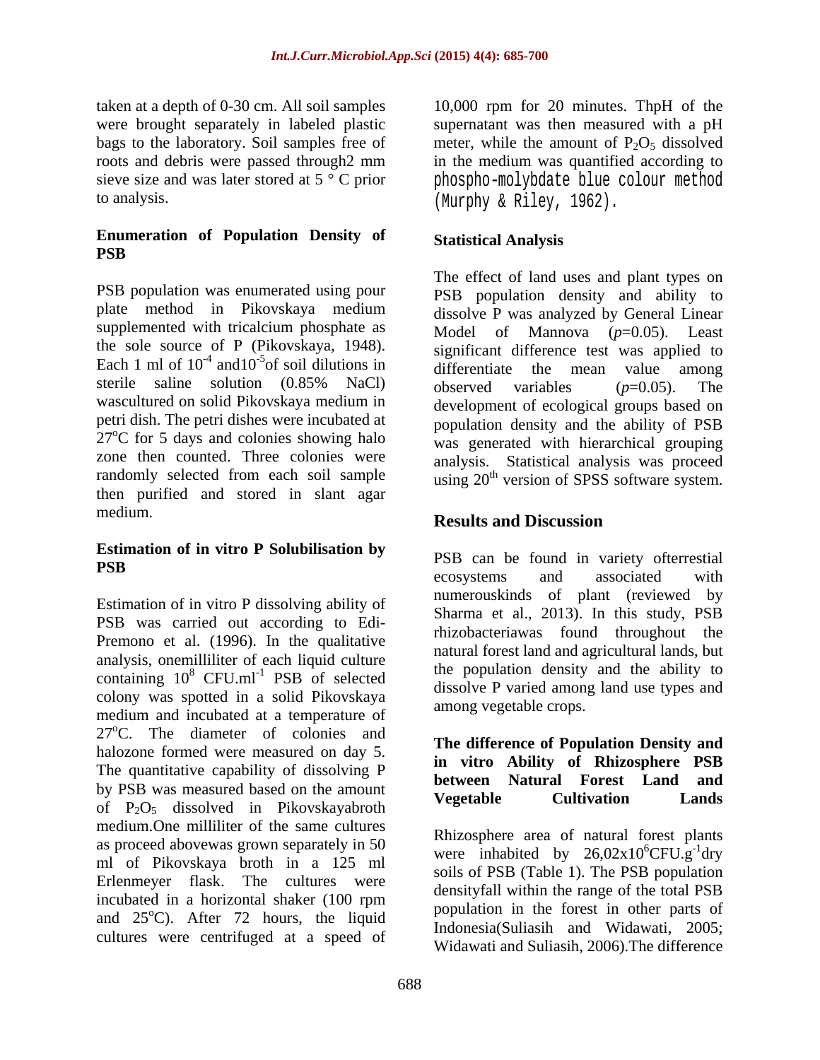taken at a depth of 0-30 cm. All soil samples were brought separately in labeled plastic bags to the laboratory. Soil samples free of roots and debris were passed through2 mm sieve size and was later stored at 5 ° C prior to analysis.

### Enumeration of Population Density of PSB

PSB population was enumerated using pour plate method in Pikovskaya medium supplemented with tricalcium phosphate as the sole source of P (Pikovskaya, 1948). Each 1 ml of $10^{-4}$ and$10^{-5}$of soil dilutions in sterile saline solution (0.85% NaCl) wascultured on solid Pikovskaya medium in petri dish. The petri dishes were incubated at 27°C for 5 days and colonies showing halo zone then counted. Three colonies were randomly selected from each soil sample then purified and stored in slant agar medium.

### Estimation of in vitro P Solubilisation by PSB

Estimation of in vitro P dissolving ability of PSB was carried out according to Edi-Premono et al. (1996). In the qualitative analysis, onemilliliter of each liquid culture containing $10^{8}$ CFU.ml$^{-1}$ PSB of selected colony was spotted in a solid Pikovskaya medium and incubated at a temperature of 27°C. The diameter of colonies and halozone formed were measured on day 5. The quantitative capability of dissolving P by PSB was measured based on the amount of $P_2O_5$ dissolved in Pikovskayabroth medium.One milliliter of the same cultures as proceed abovewas grown separately in 50 ml of Pikovskaya broth in a 125 ml Erlenmeyer flask. The cultures were incubated in a horizontal shaker (100 rpm and 25°C). After 72 hours, the liquid cultures were centrifuged at a speed of 10,000 rpm for 20 minutes. ThpH of the supernatant was then measured with a pH meter, while the amount of $P_2O_5$ dissolved in the medium was quantified according to phospho-molybdate blue colour method (Murphy & Riley, 1962).

### Statistical Analysis

The effect of land uses and plant types on PSB population density and ability to dissolve P was analyzed by General Linear Model of Mannova (*p*=0.05). Least significant difference test was applied to differentiate the mean value among observed variables (*p*=0.05). The development of ecological groups based on population density and the ability of PSB was generated with hierarchical grouping analysis. Statistical analysis was proceed using 20th version of SPSS software system.

## Results and Discussion

PSB can be found in variety ofterrestial ecosystems and associated with numerouskinds of plant (reviewed by Sharma et al., 2013). In this study, PSB rhizobacteriawas found throughout the natural forest land and agricultural lands, but the population density and the ability to dissolve P varied among land use types and among vegetable crops.

### The difference of Population Density and in vitro Ability of Rhizosphere PSB between Natural Forest Land and Vegetable Cultivation Lands

Rhizosphere area of natural forest plants were inhabited by $26,02 \times 10^{6}$CFU.g$^{-1}$dry soils of PSB (Table 1). The PSB population densityfall within the range of the total PSB population in the forest in other parts of Indonesia(Suliasih and Widawati, 2005; Widawati and Suliasih, 2006).The difference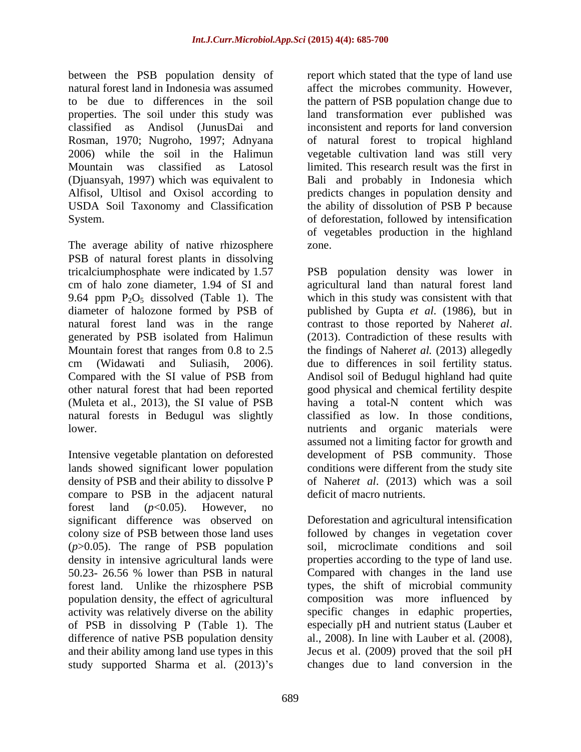between the PSB population density of natural forest land in Indonesia was assumed to be due to differences in the soil properties. The soil under this study was classified as Andisol (JunusDai and Rosman, 1970; Nugroho, 1997; Adnyana 2006) while the soil in the Halimun Mountain was classified as Latosol (Djuansyah, 1997) which was equivalent to Alfisol, Ultisol and Oxisol according to USDA Soil Taxonomy and Classification System.

The average ability of native rhizosphere PSB of natural forest plants in dissolving tricalciumphosphate were indicated by 1.57 cm of halo zone diameter, 1.94 of SI and 9.64 ppm $P_2O_5$ dissolved (Table 1). The diameter of halozone formed by PSB of natural forest land was in the range generated by PSB isolated from Halimun Mountain forest that ranges from 0.8 to 2.5 cm (Widawati and Suliasih, 2006). Compared with the SI value of PSB from other natural forest that had been reported (Muleta et al., 2013), the SI value of PSB natural forests in Bedugul was slightly lower.

Intensive vegetable plantation on deforested lands showed significant lower population density of PSB and their ability to dissolve P compare to PSB in the adjacent natural forest land ($p<0.05$). However, no significant difference was observed on colony size of PSB between those land uses ($p>0.05$). The range of PSB population density in intensive agricultural lands were 50.23- 26.56 % lower than PSB in natural forest land. Unlike the rhizosphere PSB population density, the effect of agricultural activity was relatively diverse on the ability of PSB in dissolving P (Table 1). The difference of native PSB population density and their ability among land use types in this study supported Sharma et al. (2013)'s report which stated that the type of land use affect the microbes community. However, the pattern of PSB population change due to land transformation ever published was inconsistent and reports for land conversion of natural forest to tropical highland vegetable cultivation land was still very limited. This research result was the first in Bali and probably in Indonesia which predicts changes in population density and the ability of dissolution of PSB P because of deforestation, followed by intensification of vegetables production in the highland zone.

PSB population density was lower in agricultural land than natural forest land which in this study was consistent with that published by Gupta *et al*. (1986), but in contrast to those reported by Naher*et al*. (2013). Contradiction of these results with the findings of Naher*et al.* (2013) allegedly due to differences in soil fertility status. Andisol soil of Bedugul highland had quite good physical and chemical fertility despite having a total-N content which was classified as low. In those conditions, nutrients and organic materials were assumed not a limiting factor for growth and development of PSB community. Those conditions were different from the study site of Naher*et al*. (2013) which was a soil deficit of macro nutrients.

Deforestation and agricultural intensification followed by changes in vegetation cover soil, microclimate conditions and soil properties according to the type of land use. Compared with changes in the land use types, the shift of microbial community composition was more influenced by specific changes in edaphic properties, especially pH and nutrient status (Lauber et al., 2008). In line with Lauber et al. (2008), Jecus et al. (2009) proved that the soil pH changes due to land conversion in the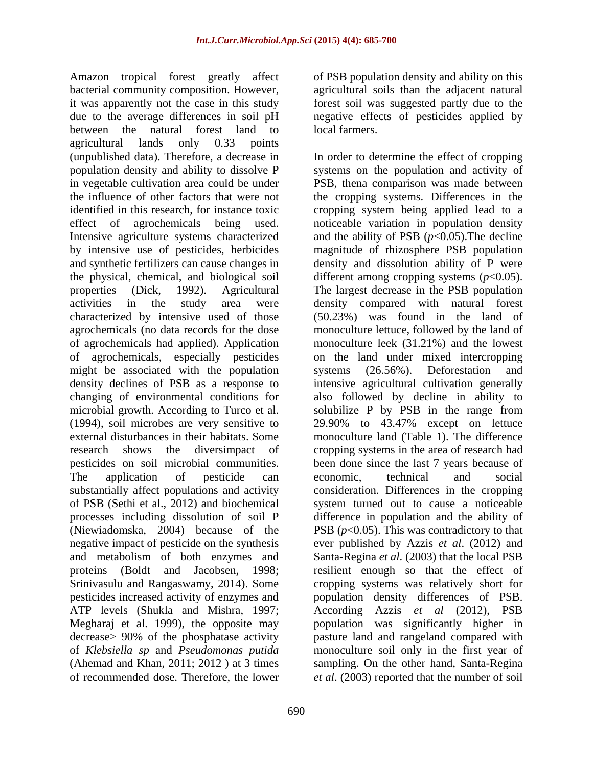Amazon tropical forest greatly affect bacterial community composition. However, it was apparently not the case in this study due to the average differences in soil pH between the natural forest land to agricultural lands only 0.33 points (unpublished data). Therefore, a decrease in population density and ability to dissolve P in vegetable cultivation area could be under the influence of other factors that were not identified in this research, for instance toxic effect of agrochemicals being used. Intensive agriculture systems characterized by intensive use of pesticides, herbicides and synthetic fertilizers can cause changes in the physical, chemical, and biological soil properties (Dick, 1992). Agricultural activities in the study area were characterized by intensive used of those agrochemicals (no data records for the dose of agrochemicals had applied). Application of agrochemicals, especially pesticides might be associated with the population density declines of PSB as a response to changing of environmental conditions for microbial growth. According to Turco et al. (1994), soil microbes are very sensitive to external disturbances in their habitats. Some research shows the diversimpact of pesticides on soil microbial communities. The application of pesticide can substantially affect populations and activity of PSB (Sethi et al., 2012) and biochemical processes including dissolution of soil P (Niewiadomska, 2004) because of the negative impact of pesticide on the synthesis and metabolism of both enzymes and proteins (Boldt and Jacobsen, 1998; Srinivasulu and Rangaswamy, 2014). Some pesticides increased activity of enzymes and ATP levels (Shukla and Mishra, 1997; Megharaj et al. 1999), the opposite may decrease> 90% of the phosphatase activity of *Klebsiella sp* and *Pseudomonas putida* (Ahemad and Khan, 2011; 2012 ) at 3 times of recommended dose. Therefore, the lower of PSB population density and ability on this agricultural soils than the adjacent natural forest soil was suggested partly due to the negative effects of pesticides applied by local farmers.

In order to determine the effect of cropping systems on the population and activity of PSB, thena comparison was made between the cropping systems. Differences in the cropping system being applied lead to a noticeable variation in population density and the ability of PSB ($p$<0.05).The decline magnitude of rhizosphere PSB population density and dissolution ability of P were different among cropping systems ($p$<0.05). The largest decrease in the PSB population density compared with natural forest (50.23%) was found in the land of monoculture lettuce, followed by the land of monoculture leek (31.21%) and the lowest on the land under mixed intercropping systems (26.56%). Deforestation and intensive agricultural cultivation generally also followed by decline in ability to solubilize P by PSB in the range from 29.90% to 43.47% except on lettuce monoculture land (Table 1). The difference cropping systems in the area of research had been done since the last 7 years because of economic, technical and social consideration. Differences in the cropping system turned out to cause a noticeable difference in population and the ability of PSB ($p$<0.05). This was contradictory to that ever published by Azzis *et al*. (2012) and Santa-Regina *et al*. (2003) that the local PSB resilient enough so that the effect of cropping systems was relatively short for population density differences of PSB. According Azzis *et al* (2012), PSB population was significantly higher in pasture land and rangeland compared with monoculture soil only in the first year of sampling. On the other hand, Santa-Regina *et al*. (2003) reported that the number of soil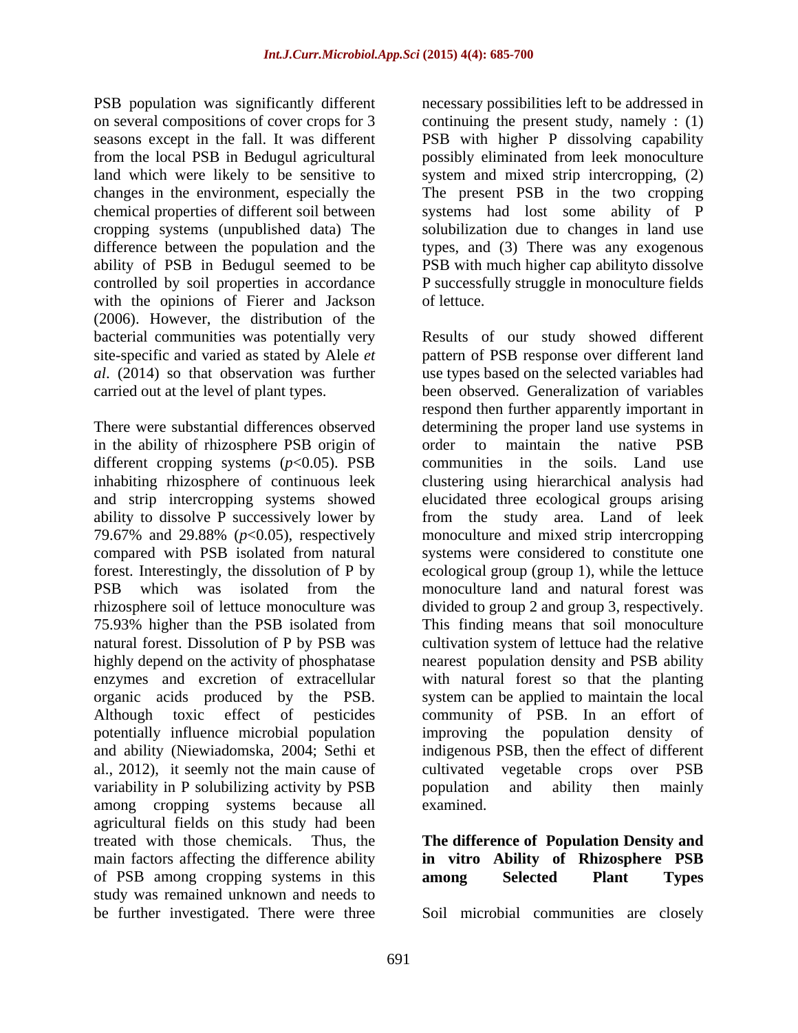PSB population was significantly different on several compositions of cover crops for 3 seasons except in the fall. It was different from the local PSB in Bedugul agricultural land which were likely to be sensitive to changes in the environment, especially the chemical properties of different soil between cropping systems (unpublished data) The difference between the population and the ability of PSB in Bedugul seemed to be controlled by soil properties in accordance with the opinions of Fierer and Jackson (2006). However, the distribution of the bacterial communities was potentially very site-specific and varied as stated by Alele *et al*. (2014) so that observation was further carried out at the level of plant types.

There were substantial differences observed in the ability of rhizosphere PSB origin of different cropping systems ($p$<0.05). PSB inhabiting rhizosphere of continuous leek and strip intercropping systems showed ability to dissolve P successively lower by 79.67% and 29.88% ($p$<0.05), respectively compared with PSB isolated from natural forest. Interestingly, the dissolution of P by PSB which was isolated from the rhizosphere soil of lettuce monoculture was 75.93% higher than the PSB isolated from natural forest. Dissolution of P by PSB was highly depend on the activity of phosphatase enzymes and excretion of extracellular organic acids produced by the PSB. Although toxic effect of pesticides potentially influence microbial population and ability (Niewiadomska, 2004; Sethi et al., 2012), it seemly not the main cause of variability in P solubilizing activity by PSB among cropping systems because all agricultural fields on this study had been treated with those chemicals. Thus, the main factors affecting the difference ability of PSB among cropping systems in this study was remained unknown and needs to be further investigated. There were three necessary possibilities left to be addressed in continuing the present study, namely : (1) PSB with higher P dissolving capability possibly eliminated from leek monoculture system and mixed strip intercropping, (2) The present PSB in the two cropping systems had lost some ability of P solubilization due to changes in land use types, and (3) There was any exogenous PSB with much higher cap abilityto dissolve P successfully struggle in monoculture fields of lettuce.

Results of our study showed different pattern of PSB response over different land use types based on the selected variables had been observed. Generalization of variables respond then further apparently important in determining the proper land use systems in order to maintain the native PSB communities in the soils. Land use clustering using hierarchical analysis had elucidated three ecological groups arising from the study area. Land of leek monoculture and mixed strip intercropping systems were considered to constitute one ecological group (group 1), while the lettuce monoculture land and natural forest was divided to group 2 and group 3, respectively. This finding means that soil monoculture cultivation system of lettuce had the relative nearest population density and PSB ability with natural forest so that the planting system can be applied to maintain the local community of PSB. In an effort of improving the population density of indigenous PSB, then the effect of different cultivated vegetable crops over PSB population and ability then mainly examined.

**The difference of Population Density and in vitro Ability of Rhizosphere PSB among Selected Plant Types**

Soil microbial communities are closely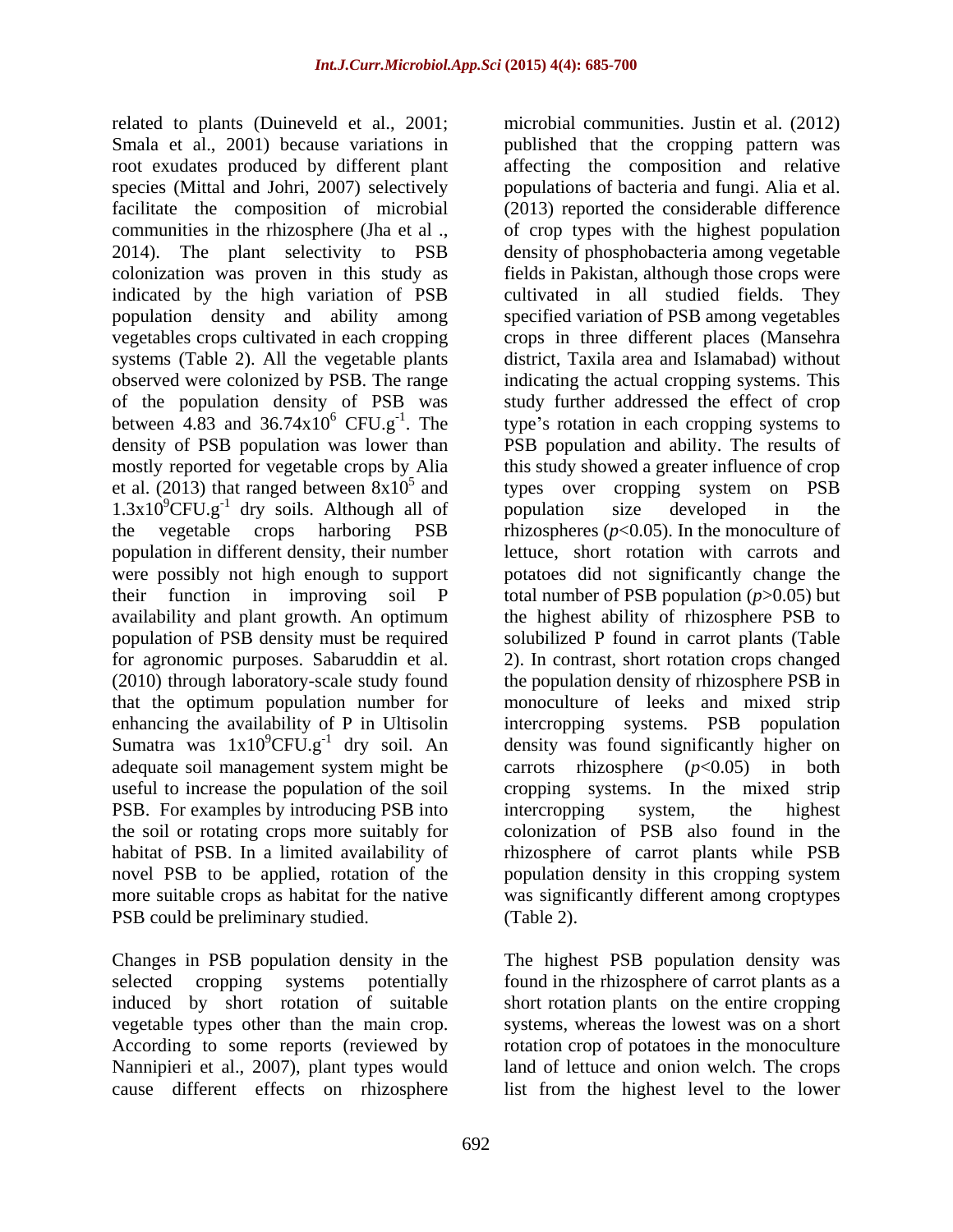related to plants (Duineveld et al., 2001; Smala et al., 2001) because variations in root exudates produced by different plant species (Mittal and Johri, 2007) selectively facilitate the composition of microbial communities in the rhizosphere (Jha et al ., 2014). The plant selectivity to PSB colonization was proven in this study as indicated by the high variation of PSB population density and ability among vegetables crops cultivated in each cropping systems (Table 2). All the vegetable plants observed were colonized by PSB. The range of the population density of PSB was between 4.83 and $36.74 \times 10^6$ $CFU.g^{-1}$. The density of PSB population was lower than mostly reported for vegetable crops by Alia et al. (2013) that ranged between $8 \times 10^5$ and $1.3 \times 10^9 CFU.g^{-1}$ dry soils. Although all of the vegetable crops harboring PSB population in different density, their number were possibly not high enough to support their function in improving soil P availability and plant growth. An optimum population of PSB density must be required for agronomic purposes. Sabaruddin et al. (2010) through laboratory-scale study found that the optimum population number for enhancing the availability of P in Ultisolin Sumatra was $1 \times 10^9 CFU.g^{-1}$ dry soil. An adequate soil management system might be useful to increase the population of the soil PSB. For examples by introducing PSB into the soil or rotating crops more suitably for habitat of PSB. In a limited availability of novel PSB to be applied, rotation of the more suitable crops as habitat for the native PSB could be preliminary studied.

Changes in PSB population density in the selected cropping systems potentially induced by short rotation of suitable vegetable types other than the main crop. According to some reports (reviewed by Nannipieri et al., 2007), plant types would cause different effects on rhizosphere microbial communities. Justin et al. (2012) published that the cropping pattern was affecting the composition and relative populations of bacteria and fungi. Alia et al. (2013) reported the considerable difference of crop types with the highest population density of phosphobacteria among vegetable fields in Pakistan, although those crops were cultivated in all studied fields. They specified variation of PSB among vegetables crops in three different places (Mansehra district, Taxila area and Islamabad) without indicating the actual cropping systems. This study further addressed the effect of crop type's rotation in each cropping systems to PSB population and ability. The results of this study showed a greater influence of crop types over cropping system on PSB population size developed in the rhizospheres ($p<0.05$). In the monoculture of lettuce, short rotation with carrots and potatoes did not significantly change the total number of PSB population ($p>0.05$) but the highest ability of rhizosphere PSB to solubilized P found in carrot plants (Table 2). In contrast, short rotation crops changed the population density of rhizosphere PSB in monoculture of leeks and mixed strip intercropping systems. PSB population density was found significantly higher on carrots rhizosphere ($p<0.05$) in both cropping systems. In the mixed strip intercropping system, the highest colonization of PSB also found in the rhizosphere of carrot plants while PSB population density in this cropping system was significantly different among croptypes (Table 2).

The highest PSB population density was found in the rhizosphere of carrot plants as a short rotation plants on the entire cropping systems, whereas the lowest was on a short rotation crop of potatoes in the monoculture land of lettuce and onion welch. The crops list from the highest level to the lower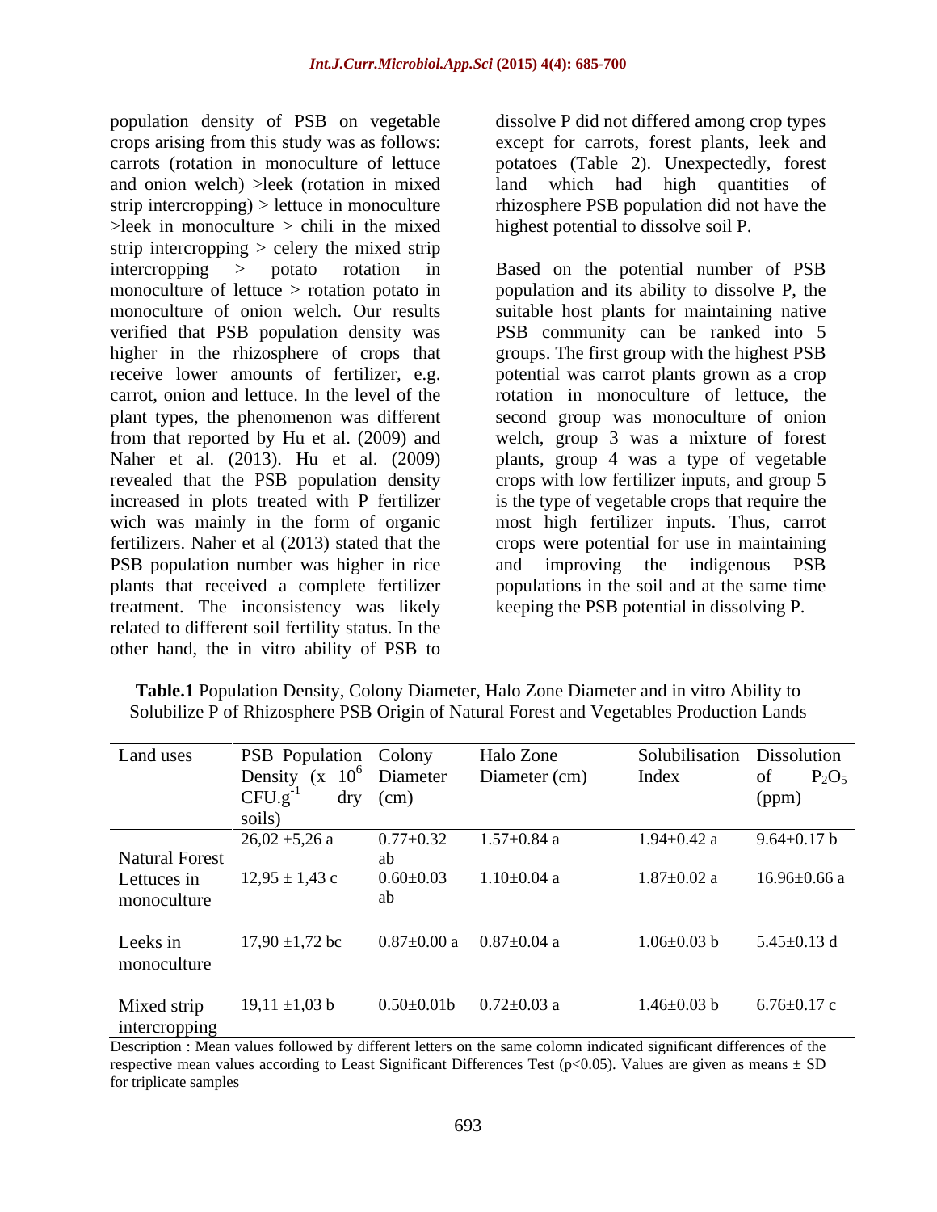population density of PSB on vegetable crops arising from this study was as follows: carrots (rotation in monoculture of lettuce and onion welch) >leek (rotation in mixed strip intercropping) > lettuce in monoculture >leek in monoculture > chili in the mixed strip intercropping > celery the mixed strip intercropping > potato rotation in monoculture of lettuce > rotation potato in monoculture of onion welch. Our results verified that PSB population density was higher in the rhizosphere of crops that receive lower amounts of fertilizer, e.g. carrot, onion and lettuce. In the level of the plant types, the phenomenon was different from that reported by Hu et al. (2009) and Naher et al. (2013). Hu et al. (2009) revealed that the PSB population density increased in plots treated with P fertilizer wich was mainly in the form of organic fertilizers. Naher et al (2013) stated that the PSB population number was higher in rice plants that received a complete fertilizer treatment. The inconsistency was likely related to different soil fertility status. In the other hand, the in vitro ability of PSB to dissolve P did not differed among crop types except for carrots, forest plants, leek and potatoes (Table 2). Unexpectedly, forest land which had high quantities of rhizosphere PSB population did not have the highest potential to dissolve soil P.

Based on the potential number of PSB population and its ability to dissolve P, the suitable host plants for maintaining native PSB community can be ranked into 5 groups. The first group with the highest PSB potential was carrot plants grown as a crop rotation in monoculture of lettuce, the second group was monoculture of onion welch, group 3 was a mixture of forest plants, group 4 was a type of vegetable crops with low fertilizer inputs, and group 5 is the type of vegetable crops that require the most high fertilizer inputs. Thus, carrot crops were potential for use in maintaining and improving the indigenous PSB populations in the soil and at the same time keeping the PSB potential in dissolving P.

**Table.1** Population Density, Colony Diameter, Halo Zone Diameter and in vitro Ability to Solubilize P of Rhizosphere PSB Origin of Natural Forest and Vegetables Production Lands

| Land uses | PSB Population Density (x $10^6$ CFU.$g^{-1}$ dry soils) | Colony Diameter (cm) | Halo Zone Diameter (cm) | Solubilisation Index | Dissolution of $P_2O_5$ (ppm) |
|---|---|---|---|---|---|
| Natural Forest | 26,02 ±5,26 a | 0.77±0.32 ab | 1.57±0.84 a | 1.94±0.42 a | 9.64±0.17 b |
| Lettuces in monoculture | 12,95 ± 1,43 c | 0.60±0.03 ab | 1.10±0.04 a | 1.87±0.02 a | 16.96±0.66 a |
| Leeks in monoculture | 17,90 ±1,72 bc | 0.87±0.00 a | 0.87±0.04 a | 1.06±0.03 b | 5.45±0.13 d |
| Mixed strip intercropping | 19,11 ±1,03 b | 0.50±0.01b | 0.72±0.03 a | 1.46±0.03 b | 6.76±0.17 c |

Description : Mean values followed by different letters on the same colomn indicated significant differences of the respective mean values according to Least Significant Differences Test ($p<0.05$). Values are given as means ± SD for triplicate samples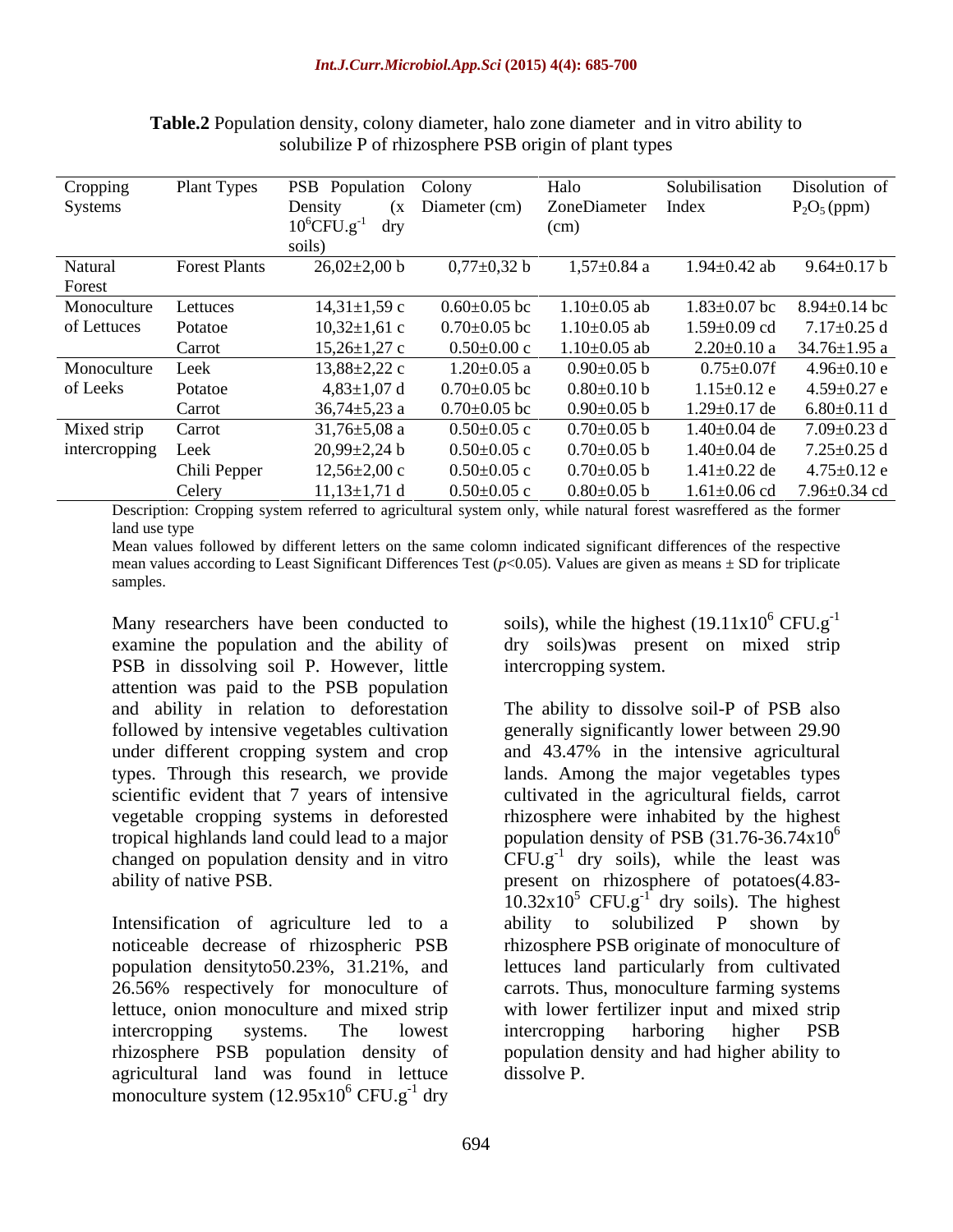**Table.2** Population density, colony diameter, halo zone diameter and in vitro ability to solubilize P of rhizosphere PSB origin of plant types

| Cropping Systems | Plant Types | PSB Population Density (x $10^6$CFU.g$^{-1}$ dry soils) | Colony Diameter (cm) | Halo ZoneDiameter (cm) | Solubilisation Index | Disolution of $P_2O_5$ (ppm) |
|---|---|---|---|---|---|---|
| Natural Forest | Forest Plants | 26,02±2,00 b | 0,77±0,32 b | 1,57±0.84 a | 1.94±0.42 ab | 9.64±0.17 b |
| Monoculture of Lettuces | Lettuces | 14,31±1,59 c | 0.60±0.05 bc | 1.10±0.05 ab | 1.83±0.07 bc | 8.94±0.14 bc |
| | Potatoe | 10,32±1,61 c | 0.70±0.05 bc | 1.10±0.05 ab | 1.59±0.09 cd | 7.17±0.25 d |
| | Carrot | 15,26±1,27 c | 0.50±0.00 c | 1.10±0.05 ab | 2.20±0.10 a | 34.76±1.95 a |
| Monoculture of Leeks | Leek | 13,88±2,22 c | 1.20±0.05 a | 0.90±0.05 b | 0.75±0.07f | 4.96±0.10 e |
| | Potatoe | 4,83±1,07 d | 0.70±0.05 bc | 0.80±0.10 b | 1.15±0.12 e | 4.59±0.27 e |
| | Carrot | 36,74±5,23 a | 0.70±0.05 bc | 0.90±0.05 b | 1.29±0.17 de | 6.80±0.11 d |
| Mixed strip intercropping | Carrot | 31,76±5,08 a | 0.50±0.05 c | 0.70±0.05 b | 1.40±0.04 de | 7.09±0.23 d |
| | Leek | 20,99±2,24 b | 0.50±0.05 c | 0.70±0.05 b | 1.40±0.04 de | 7.25±0.25 d |
| | Chili Pepper | 12,56±2,00 c | 0.50±0.05 c | 0.70±0.05 b | 1.41±0.22 de | 4.75±0.12 e |
| | Celery | 11,13±1,71 d | 0.50±0.05 c | 0.80±0.05 b | 1.61±0.06 cd | 7.96±0.34 cd |

Description: Cropping system referred to agricultural system only, while natural forest wasreffered as the former land use type

Mean values followed by different letters on the same colomn indicated significant differences of the respective mean values according to Least Significant Differences Test ($p$<0.05). Values are given as means ± SD for triplicate samples.

Many researchers have been conducted to examine the population and the ability of PSB in dissolving soil P. However, little attention was paid to the PSB population and ability in relation to deforestation followed by intensive vegetables cultivation under different cropping system and crop types. Through this research, we provide scientific evident that 7 years of intensive vegetable cropping systems in deforested tropical highlands land could lead to a major changed on population density and in vitro ability of native PSB.

Intensification of agriculture led to a noticeable decrease of rhizospheric PSB population densityto50.23%, 31.21%, and 26.56% respectively for monoculture of lettuce, onion monoculture and mixed strip intercropping systems. The lowest rhizosphere PSB population density of agricultural land was found in lettuce monoculture system ($12.95 x 10^6$ CFU.g$^{-1}$ dry soils), while the highest ($19.11 x 10^6$ CFU.g$^{-1}$ dry soils)was present on mixed strip intercropping system.

The ability to dissolve soil-P of PSB also generally significantly lower between 29.90 and 43.47% in the intensive agricultural lands. Among the major vegetables types cultivated in the agricultural fields, carrot rhizosphere were inhabited by the highest population density of PSB ($31.76$-$36.74 x 10^6$ CFU.g$^{-1}$ dry soils), while the least was present on rhizosphere of potatoes($4.83$-$10.32 x 10^5$ CFU.g$^{-1}$ dry soils). The highest ability to solubilized P shown by rhizosphere PSB originate of monoculture of lettuces land particularly from cultivated carrots. Thus, monoculture farming systems with lower fertilizer input and mixed strip intercropping harboring higher PSB population density and had higher ability to dissolve P.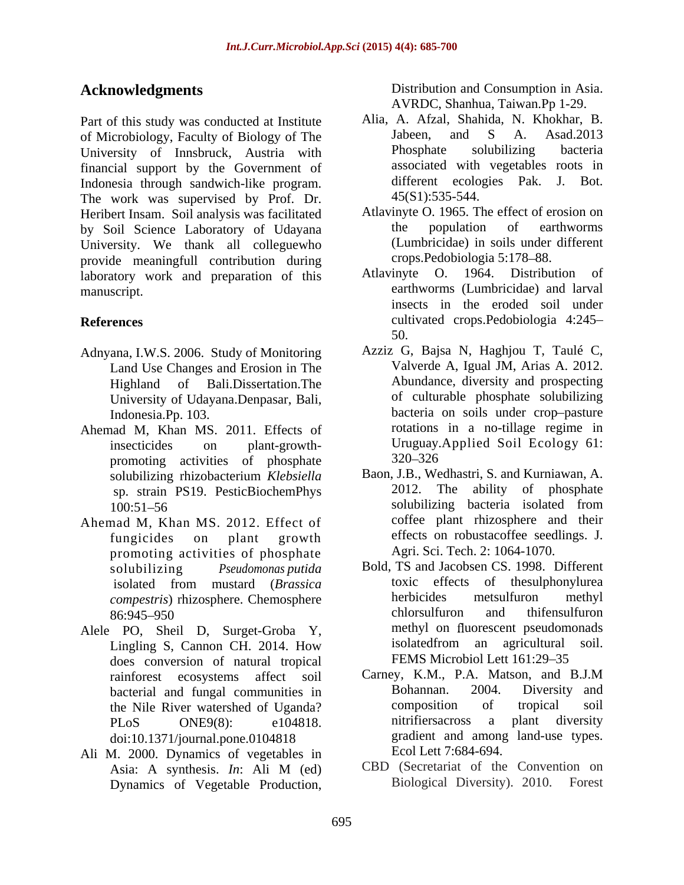## Acknowledgments

Part of this study was conducted at Institute of Microbiology, Faculty of Biology of The University of Innsbruck, Austria with financial support by the Government of Indonesia through sandwich-like program. The work was supervised by Prof. Dr. Heribert Insam. Soil analysis was facilitated by Soil Science Laboratory of Udayana University. We thank all colleguewho provide meaningfull contribution during laboratory work and preparation of this manuscript.

## References

Adnyana, I.W.S. 2006. Study of Monitoring Land Use Changes and Erosion in The Highland of Bali.Dissertation.The University of Udayana.Denpasar, Bali, Indonesia.Pp. 103.

Ahemad M, Khan MS. 2011. Effects of insecticides on plant-growth-promoting activities of phosphate solubilizing rhizobacterium *Klebsiella* sp. strain PS19. PesticBiochemPhys 100:51–56

Ahemad M, Khan MS. 2012. Effect of fungicides on plant growth promoting activities of phosphate solubilizing *Pseudomonas putida* isolated from mustard (*Brassica compestris*) rhizosphere. Chemosphere 86:945–950

Alele PO, Sheil D, Surget-Groba Y, Lingling S, Cannon CH. 2014. How does conversion of natural tropical rainforest ecosystems affect soil bacterial and fungal communities in the Nile River watershed of Uganda? PLoS ONE9(8): e104818. doi:10.1371/journal.pone.0104818

Ali M. 2000. Dynamics of vegetables in Asia: A synthesis. *In*: Ali M (ed) Dynamics of Vegetable Production, Distribution and Consumption in Asia. AVRDC, Shanhua, Taiwan.Pp 1-29.

Alia, A. Afzal, Shahida, N. Khokhar, B. Jabeen, and S A. Asad.2013 Phosphate solubilizing bacteria associated with vegetables roots in different ecologies Pak. J. Bot. 45(S1):535-544.

Atlavinyte O. 1965. The effect of erosion on the population of earthworms (Lumbricidae) in soils under different crops.Pedobiologia 5:178–88.

Atlavinyte O. 1964. Distribution of earthworms (Lumbricidae) and larval insects in the eroded soil under cultivated crops.Pedobiologia 4:245–50.

Azziz G, Bajsa N, Haghjou T, Taulé C, Valverde A, Igual JM, Arias A. 2012. Abundance, diversity and prospecting of culturable phosphate solubilizing bacteria on soils under crop–pasture rotations in a no-tillage regime in Uruguay.Applied Soil Ecology 61: 320–326

Baon, J.B., Wedhastri, S. and Kurniawan, A. 2012. The ability of phosphate solubilizing bacteria isolated from coffee plant rhizosphere and their effects on robustacoffee seedlings. J. Agri. Sci. Tech. 2: 1064-1070.

Bold, TS and Jacobsen CS. 1998. Different toxic effects of thesulphonylurea herbicides metsulfuron methyl chlorsulfuron and thifensulfuron methyl on fluorescent pseudomonads isolatedfrom an agricultural soil. FEMS Microbiol Lett 161:29–35

Carney, K.M., P.A. Matson, and B.J.M Bohannan. 2004. Diversity and composition of tropical soil nitrifiersacross a plant diversity gradient and among land-use types. Ecol Lett 7:684-694.

CBD (Secretariat of the Convention on Biological Diversity). 2010. Forest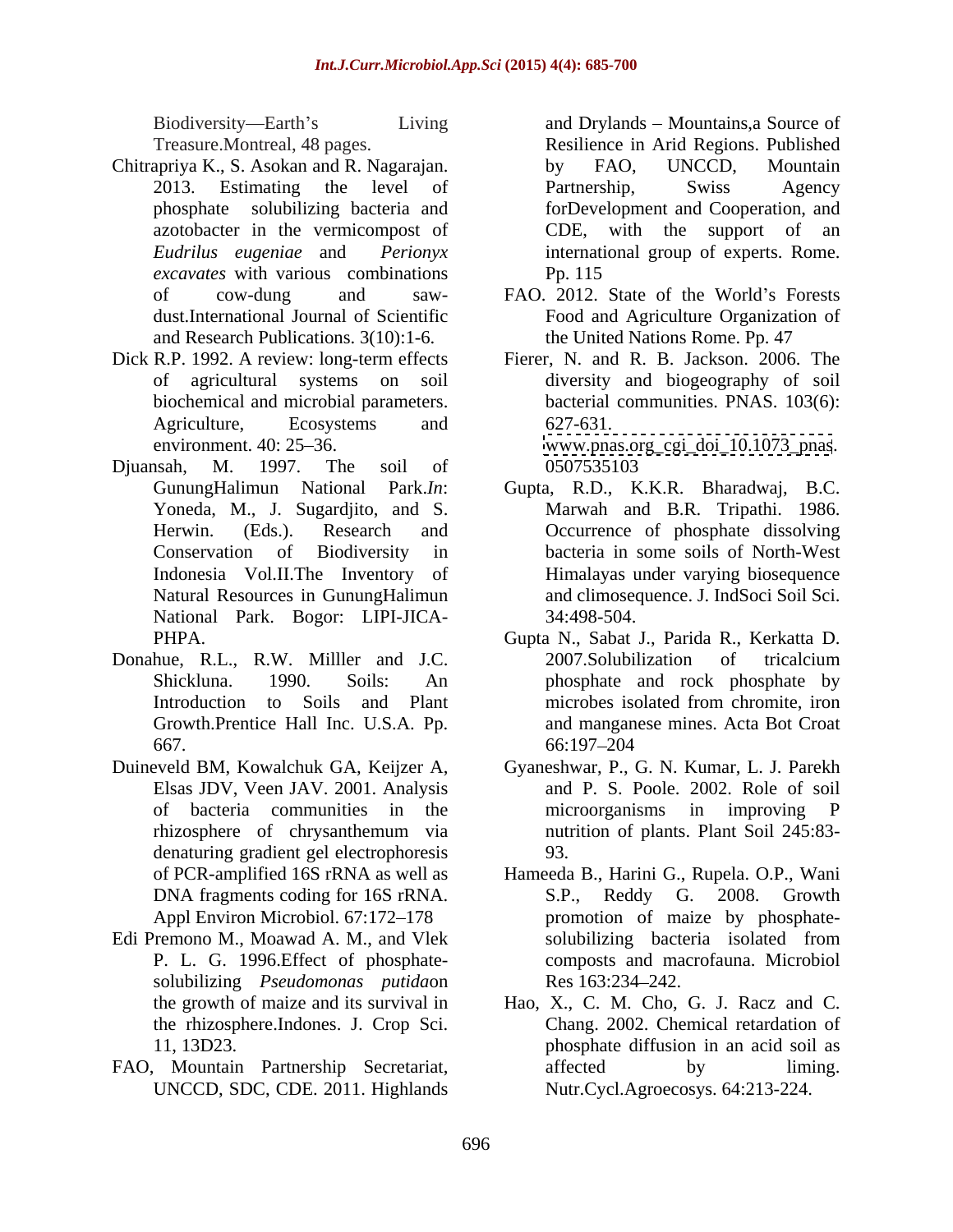Biodiversity—Earth's Living Treasure.Montreal, 48 pages.

Chitrapriya K., S. Asokan and R. Nagarajan. 2013. Estimating the level of phosphate solubilizing bacteria and azotobacter in the vermicompost of *Eudrilus eugeniae* and *Perionyx excavates* with various combinations of cow-dung and saw-dust.International Journal of Scientific and Research Publications. 3(10):1-6.

Dick R.P. 1992. A review: long-term effects of agricultural systems on soil biochemical and microbial parameters. Agriculture, Ecosystems and environment. 40: 25–36.

Djuansah, M. 1997. The soil of GunungHalimun National Park.*In*: Yoneda, M., J. Sugardjito, and S. Herwin. (Eds.). Research and Conservation of Biodiversity in Indonesia Vol.II.The Inventory of Natural Resources in GunungHalimun National Park. Bogor: LIPI-JICA-PHPA.

Donahue, R.L., R.W. Milller and J.C. Shickluna. 1990. Soils: An Introduction to Soils and Plant Growth.Prentice Hall Inc. U.S.A. Pp. 667.

Duineveld BM, Kowalchuk GA, Keijzer A, Elsas JDV, Veen JAV. 2001. Analysis of bacteria communities in the rhizosphere of chrysanthemum via denaturing gradient gel electrophoresis of PCR-amplified 16S rRNA as well as DNA fragments coding for 16S rRNA. Appl Environ Microbiol. 67:172–178

Edi Premono M., Moawad A. M., and Vlek P. L. G. 1996.Effect of phosphate-solubilizing *Pseudomonas putida*on the growth of maize and its survival in the rhizosphere.Indones. J. Crop Sci. 11, 13D23.

FAO, Mountain Partnership Secretariat, UNCCD, SDC, CDE. 2011. Highlands and Drylands – Mountains,a Source of Resilience in Arid Regions. Published by FAO, UNCCD, Mountain Partnership, Swiss Agency forDevelopment and Cooperation, and CDE, with the support of an international group of experts. Rome. Pp. 115

FAO. 2012. State of the World's Forests Food and Agriculture Organization of the United Nations Rome. Pp. 47

Fierer, N. and R. B. Jackson. 2006. The diversity and biogeography of soil bacterial communities. PNAS. 103(6): 627-631. www.pnas.org_cgi_doi_10.1073_pnas. 0507535103

Gupta, R.D., K.K.R. Bharadwaj, B.C. Marwah and B.R. Tripathi. 1986. Occurrence of phosphate dissolving bacteria in some soils of North-West Himalayas under varying biosequence and climosequence. J. IndSoci Soil Sci. 34:498-504.

Gupta N., Sabat J., Parida R., Kerkatta D. 2007.Solubilization of tricalcium phosphate and rock phosphate by microbes isolated from chromite, iron and manganese mines. Acta Bot Croat 66:197–204

Gyaneshwar, P., G. N. Kumar, L. J. Parekh and P. S. Poole. 2002. Role of soil microorganisms in improving P nutrition of plants. Plant Soil 245:83-93.

Hameeda B., Harini G., Rupela. O.P., Wani S.P., Reddy G. 2008. Growth promotion of maize by phosphate-solubilizing bacteria isolated from composts and macrofauna. Microbiol Res 163:234–242.

Hao, X., C. M. Cho, G. J. Racz and C. Chang. 2002. Chemical retardation of phosphate diffusion in an acid soil as affected by liming. Nutr.Cycl.Agroecosys. 64:213-224.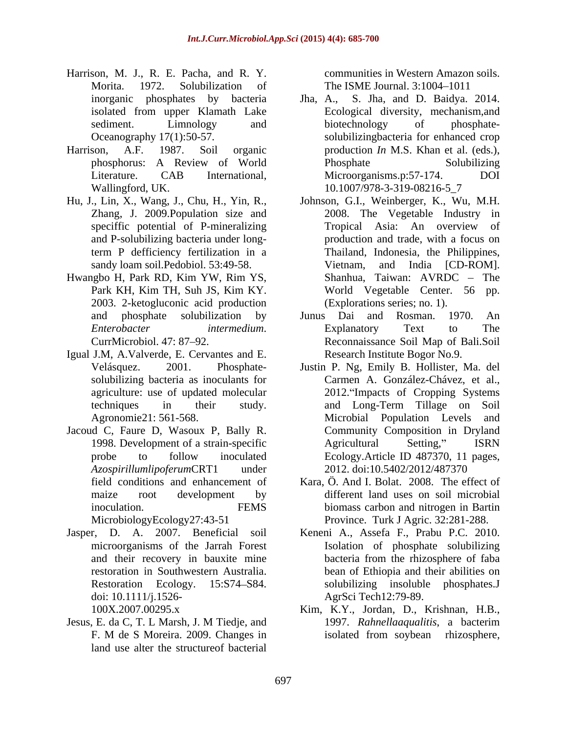Harrison, M. J., R. E. Pacha, and R. Y. Morita. 1972. Solubilization of inorganic phosphates by bacteria isolated from upper Klamath Lake sediment. Limnology and Oceanography 17(1):50-57.

Harrison, A.F. 1987. Soil organic phosphorus: A Review of World Literature. CAB International, Wallingford, UK.

Hu, J., Lin, X., Wang, J., Chu, H., Yin, R., Zhang, J. 2009.Population size and speciffic potential of P-mineralizing and P-solubilizing bacteria under long-term P defficiency fertilization in a sandy loam soil.Pedobiol. 53:49-58.

Hwangbo H, Park RD, Kim YW, Rim YS, Park KH, Kim TH, Suh JS, Kim KY. 2003. 2-ketogluconic acid production and phosphate solubilization by *Enterobacter intermedium*. CurrMicrobiol. 47: 87–92.

Igual J.M, A.Valverde, E. Cervantes and E. Velásquez. 2001. Phosphate-solubilizing bacteria as inoculants for agriculture: use of updated molecular techniques in their study. Agronomie21: 561-568.

Jacoud C, Faure D, Wasoux P, Bally R. 1998. Development of a strain-specific probe to follow inoculated *Azospirillumlipoferum*CRT1 under field conditions and enhancement of maize root development by inoculation. FEMS MicrobiologyEcology27:43-51

Jasper, D. A. 2007. Beneficial soil microorganisms of the Jarrah Forest and their recovery in bauxite mine restoration in Southwestern Australia. Restoration Ecology. 15:S74–S84. doi: 10.1111/j.1526-100X.2007.00295.x

Jesus, E. da C, T. L Marsh, J. M Tiedje, and F. M de S Moreira. 2009. Changes in land use alter the structureof bacterial communities in Western Amazon soils. The ISME Journal. 3:1004–1011

Jha, A., S. Jha, and D. Baidya. 2014. Ecological diversity, mechanism,and biotechnology of phosphate-solubilizingbacteria for enhanced crop production *In* M.S. Khan et al. (eds.), Phosphate Solubilizing Microorganisms.p:57-174. DOI 10.1007/978-3-319-08216-5_7

Johnson, G.I., Weinberger, K., Wu, M.H. 2008. The Vegetable Industry in Tropical Asia: An overview of production and trade, with a focus on Thailand, Indonesia, the Philippines, Vietnam, and India [CD-ROM]. Shanhua, Taiwan: AVRDC – The World Vegetable Center. 56 pp. (Explorations series; no. 1).

Junus Dai and Rosman. 1970. An Explanatory Text to The Reconnaissance Soil Map of Bali.Soil Research Institute Bogor No.9.

Justin P. Ng, Emily B. Hollister, Ma. del Carmen A. González-Chávez, et al., 2012."Impacts of Cropping Systems and Long-Term Tillage on Soil Microbial Population Levels and Community Composition in Dryland Agricultural Setting," ISRN Ecology.Article ID 487370, 11 pages, 2012. doi:10.5402/2012/487370

Kara, Ö. And I. Bolat. 2008. The effect of different land uses on soil microbial biomass carbon and nitrogen in Bartin Province. Turk J Agric. 32:281-288.

Keneni A., Assefa F., Prabu P.C. 2010. Isolation of phosphate solubilizing bacteria from the rhizosphere of faba bean of Ethiopia and their abilities on solubilizing insoluble phosphates.J AgrSci Tech12:79-89.

Kim, K.Y., Jordan, D., Krishnan, H.B., 1997. *Rahnellaaqualitis*, a bacterim isolated from soybean rhizosphere,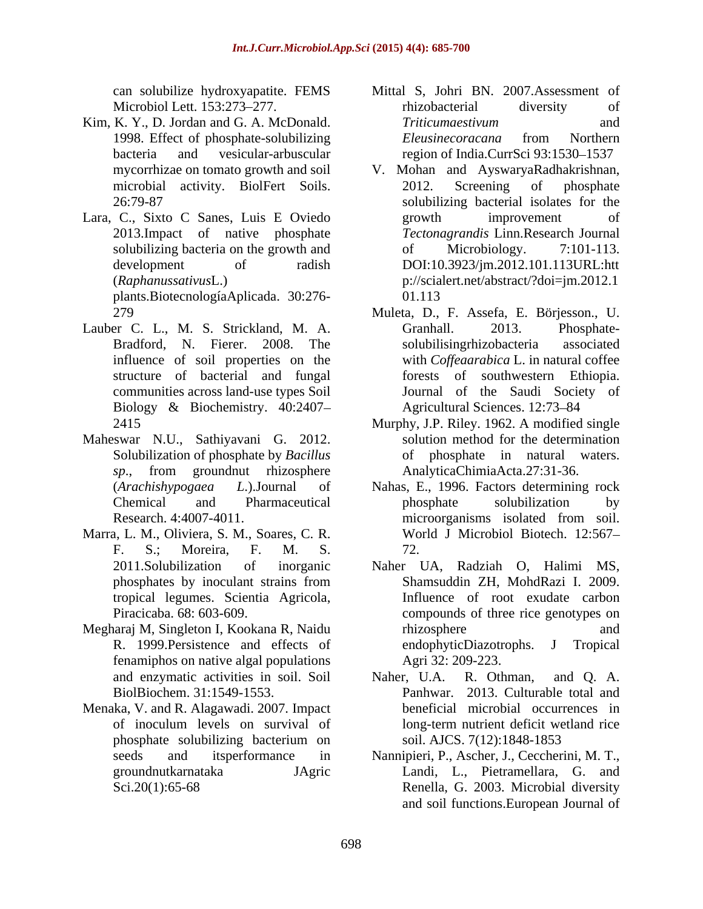can solubilize hydroxyapatite. FEMS Microbiol Lett. 153:273–277.

Kim, K. Y., D. Jordan and G. A. McDonald. 1998. Effect of phosphate-solubilizing bacteria and vesicular-arbuscular mycorrhizae on tomato growth and soil microbial activity. BiolFert Soils. 26:79-87

Lara, C., Sixto C Sanes, Luis E Oviedo 2013.Impact of native phosphate solubilizing bacteria on the growth and development of radish (*Raphanussativus*L.) plants.BiotecnologíaAplicada. 30:276-279

Lauber C. L., M. S. Strickland, M. A. Bradford, N. Fierer. 2008. The influence of soil properties on the structure of bacterial and fungal communities across land-use types Soil Biology & Biochemistry. 40:2407–2415

Maheswar N.U., Sathiyavani G. 2012. Solubilization of phosphate by *Bacillus sp*., from groundnut rhizosphere (*Arachishypogaea L*.).Journal of Chemical and Pharmaceutical Research. 4:4007-4011.

Marra, L. M., Oliviera, S. M., Soares, C. R. F. S.; Moreira, F. M. S. 2011.Solubilization of inorganic phosphates by inoculant strains from tropical legumes. Scientia Agricola, Piracicaba. 68: 603-609.

Megharaj M, Singleton I, Kookana R, Naidu R. 1999.Persistence and effects of fenamiphos on native algal populations and enzymatic activities in soil. Soil BiolBiochem. 31:1549-1553.

Menaka, V. and R. Alagawadi. 2007. Impact of inoculum levels on survival of phosphate solubilizing bacterium on seeds and itsperformance in groundnutkarnataka JAgric Sci.20(1):65-68

Mittal S, Johri BN. 2007.Assessment of rhizobacterial diversity of *Triticumaestivum* and *Eleusinecoracana* from Northern region of India.CurrSci 93:1530–1537

V. Mohan and AyswaryaRadhakrishnan, 2012. Screening of phosphate solubilizing bacterial isolates for the growth improvement of *Tectonagrandis* Linn.Research Journal of Microbiology. 7:101-113. DOI:10.3923/jm.2012.101.113URL:http://scialert.net/abstract/?doi=jm.2012.101.113

Muleta, D., F. Assefa, E. Börjesson., U. Granhall. 2013. Phosphate-solubilisingrhizobacteria associated with *Coffeaarabica* L. in natural coffee forests of southwestern Ethiopia. Journal of the Saudi Society of Agricultural Sciences. 12:73–84

Murphy, J.P. Riley. 1962. A modified single solution method for the determination of phosphate in natural waters. AnalyticaChimiaActa.27:31-36.

Nahas, E., 1996. Factors determining rock phosphate solubilization by microorganisms isolated from soil. World J Microbiol Biotech. 12:567–72.

Naher UA, Radziah O, Halimi MS, Shamsuddin ZH, MohdRazi I. 2009. Influence of root exudate carbon compounds of three rice genotypes on rhizosphere and endophyticDiazotrophs. J Tropical Agri 32: 209-223.

Naher, U.A. R. Othman, and Q. A. Panhwar. 2013. Culturable total and beneficial microbial occurrences in long-term nutrient deficit wetland rice soil. AJCS. 7(12):1848-1853

Nannipieri, P., Ascher, J., Ceccherini, M. T., Landi, L., Pietramellara, G. and Renella, G. 2003. Microbial diversity and soil functions.European Journal of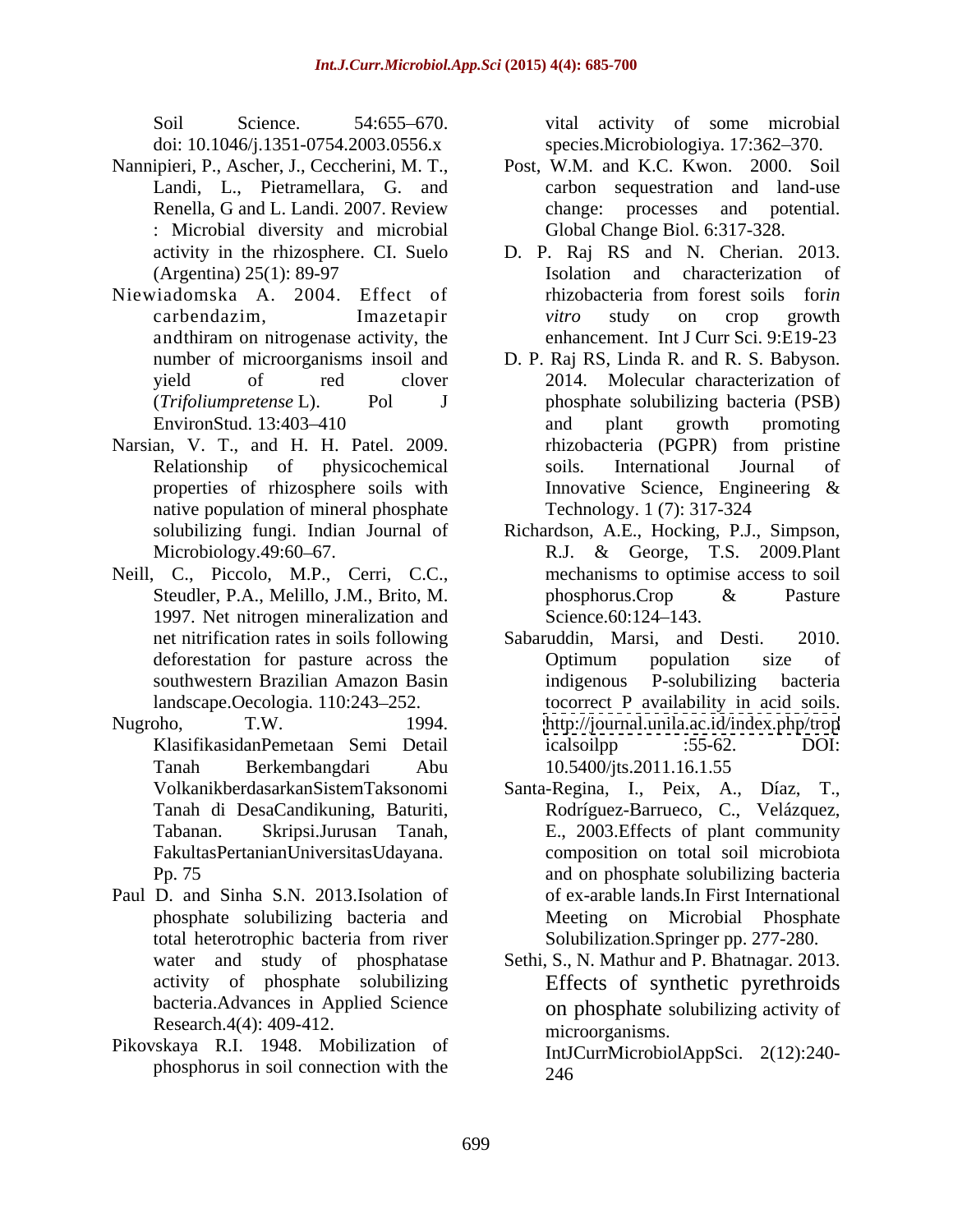Soil Science. 54:655–670. doi: 10.1046/j.1351-0754.2003.0556.x

Nannipieri, P., Ascher, J., Ceccherini, M. T., Landi, L., Pietramellara, G. and Renella, G and L. Landi. 2007. Review : Microbial diversity and microbial activity in the rhizosphere. CI. Suelo (Argentina) 25(1): 89-97

Niewiadomska A. 2004. Effect of carbendazim, Imazetapir andthiram on nitrogenase activity, the number of microorganisms insoil and yield of red clover (*Trifoliumpretense* L). Pol J EnvironStud. 13:403–410

Narsian, V. T., and H. H. Patel. 2009. Relationship of physicochemical properties of rhizosphere soils with native population of mineral phosphate solubilizing fungi. Indian Journal of Microbiology.49:60–67.

Neill, C., Piccolo, M.P., Cerri, C.C., Steudler, P.A., Melillo, J.M., Brito, M. 1997. Net nitrogen mineralization and net nitrification rates in soils following deforestation for pasture across the southwestern Brazilian Amazon Basin landscape.Oecologia. 110:243–252.

Nugroho, T.W. 1994. KlasifikasidanPemetaan Semi Detail Tanah Berkembangdari Abu VolkanikberdasarkanSistemTaksonomi Tanah di DesaCandikuning, Baturiti, Tabanan. Skripsi.Jurusan Tanah, FakultasPertanianUniversitasUdayana. Pp. 75

Paul D. and Sinha S.N. 2013.Isolation of phosphate solubilizing bacteria and total heterotrophic bacteria from river water and study of phosphatase activity of phosphate solubilizing bacteria.Advances in Applied Science Research.4(4): 409-412.

Pikovskaya R.I. 1948. Mobilization of phosphorus in soil connection with the vital activity of some microbial species.Microbiologiya. 17:362–370.

Post, W.M. and K.C. Kwon. 2000. Soil carbon sequestration and land-use change: processes and potential. Global Change Biol. 6:317-328.

D. P. Raj RS and N. Cherian. 2013. Isolation and characterization of rhizobacteria from forest soils for*in vitro* study on crop growth enhancement. Int J Curr Sci. 9:E19-23

D. P. Raj RS, Linda R. and R. S. Babyson. 2014. Molecular characterization of phosphate solubilizing bacteria (PSB) and plant growth promoting rhizobacteria (PGPR) from pristine soils. International Journal of Innovative Science, Engineering & Technology. 1 (7): 317-324

Richardson, A.E., Hocking, P.J., Simpson, R.J. & George, T.S. 2009.Plant mechanisms to optimise access to soil phosphorus.Crop & Pasture Science.60:124–143.

Sabaruddin, Marsi, and Desti. 2010. Optimum population size of indigenous P-solubilizing bacteria tocorrect P availability in acid soils. http://journal.unila.ac.id/index.php/tropicalsoilpp :55-62. DOI: 10.5400/jts.2011.16.1.55

Santa-Regina, I., Peix, A., Díaz, T., Rodríguez-Barrueco, C., Velázquez, E., 2003.Effects of plant community composition on total soil microbiota and on phosphate solubilizing bacteria of ex-arable lands.In First International Meeting on Microbial Phosphate Solubilization.Springer pp. 277-280.

Sethi, S., N. Mathur and P. Bhatnagar. 2013. Effects of synthetic pyrethroids on phosphate solubilizing activity of microorganisms. IntJCurrMicrobiolAppSci. 2(12):240-246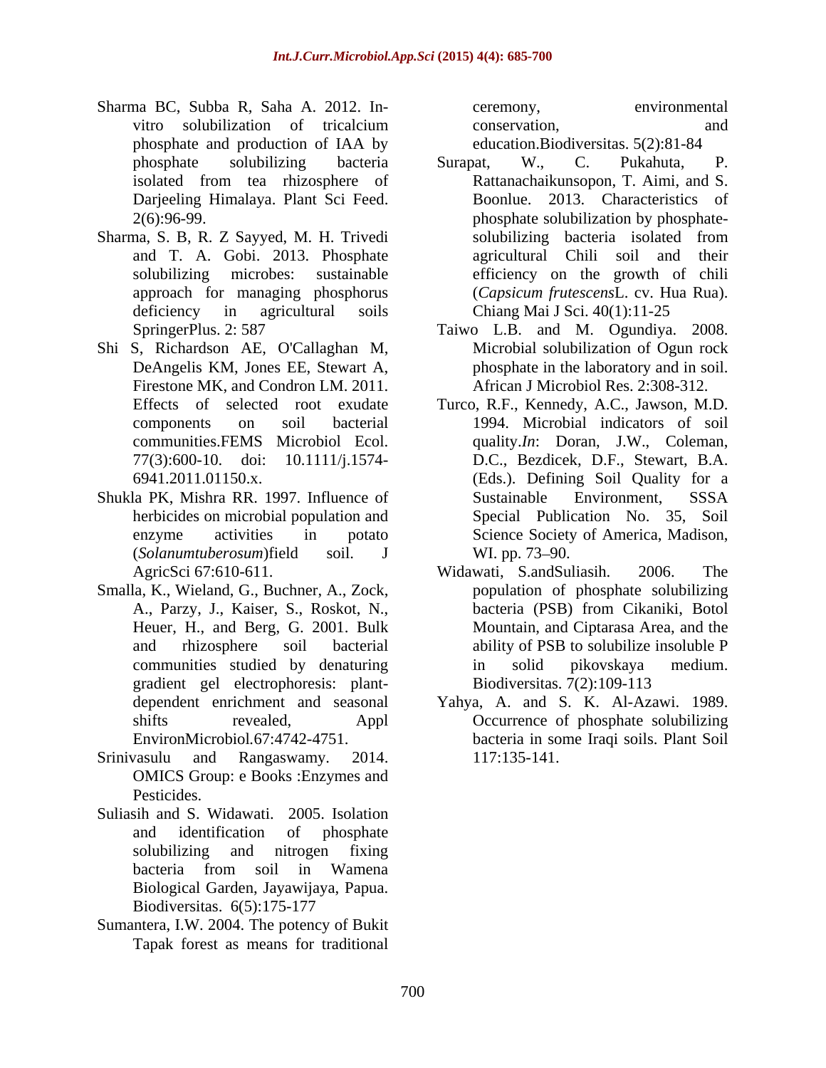Sharma BC, Subba R, Saha A. 2012. In-vitro solubilization of tricalcium phosphate and production of IAA by phosphate solubilizing bacteria isolated from tea rhizosphere of Darjeeling Himalaya. Plant Sci Feed. 2(6):96-99.

Sharma, S. B, R. Z Sayyed, M. H. Trivedi and T. A. Gobi. 2013. Phosphate solubilizing microbes: sustainable approach for managing phosphorus deficiency in agricultural soils SpringerPlus. 2: 587

Shi S, Richardson AE, O'Callaghan M, DeAngelis KM, Jones EE, Stewart A, Firestone MK, and Condron LM. 2011. Effects of selected root exudate components on soil bacterial communities.FEMS Microbiol Ecol. 77(3):600-10. doi: 10.1111/j.1574-6941.2011.01150.x.

Shukla PK, Mishra RR. 1997. Influence of herbicides on microbial population and enzyme activities in potato (*Solanumtuberosum*)field soil. J AgricSci 67:610-611.

Smalla, K., Wieland, G., Buchner, A., Zock, A., Parzy, J., Kaiser, S., Roskot, N., Heuer, H., and Berg, G. 2001. Bulk and rhizosphere soil bacterial communities studied by denaturing gradient gel electrophoresis: plant-dependent enrichment and seasonal shifts revealed, Appl EnvironMicrobiol.67:4742-4751.

Srinivasulu and Rangaswamy. 2014. OMICS Group: e Books :Enzymes and Pesticides.

Suliasih and S. Widawati. 2005. Isolation and identification of phosphate solubilizing and nitrogen fixing bacteria from soil in Wamena Biological Garden, Jayawijaya, Papua. Biodiversitas. 6(5):175-177

Sumantera, I.W. 2004. The potency of Bukit Tapak forest as means for traditional ceremony, environmental conservation, and education.Biodiversitas. 5(2):81-84

Surapat, W., C. Pukahuta, P. Rattanachaikunsopon, T. Aimi, and S. Boonlue. 2013. Characteristics of phosphate solubilization by phosphate-solubilizing bacteria isolated from agricultural Chili soil and their efficiency on the growth of chili (*Capsicum frutescens*L. cv. Hua Rua). Chiang Mai J Sci. 40(1):11-25

Taiwo L.B. and M. Ogundiya. 2008. Microbial solubilization of Ogun rock phosphate in the laboratory and in soil. African J Microbiol Res. 2:308-312.

Turco, R.F., Kennedy, A.C., Jawson, M.D. 1994. Microbial indicators of soil quality.*In*: Doran, J.W., Coleman, D.C., Bezdicek, D.F., Stewart, B.A. (Eds.). Defining Soil Quality for a Sustainable Environment, SSSA Special Publication No. 35, Soil Science Society of America, Madison, WI. pp. 73–90.

Widawati, S.andSuliasih. 2006. The population of phosphate solubilizing bacteria (PSB) from Cikaniki, Botol Mountain, and Ciptarasa Area, and the ability of PSB to solubilize insoluble P in solid pikovskaya medium. Biodiversitas. 7(2):109-113

Yahya, A. and S. K. Al-Azawi. 1989. Occurrence of phosphate solubilizing bacteria in some Iraqi soils. Plant Soil 117:135-141.